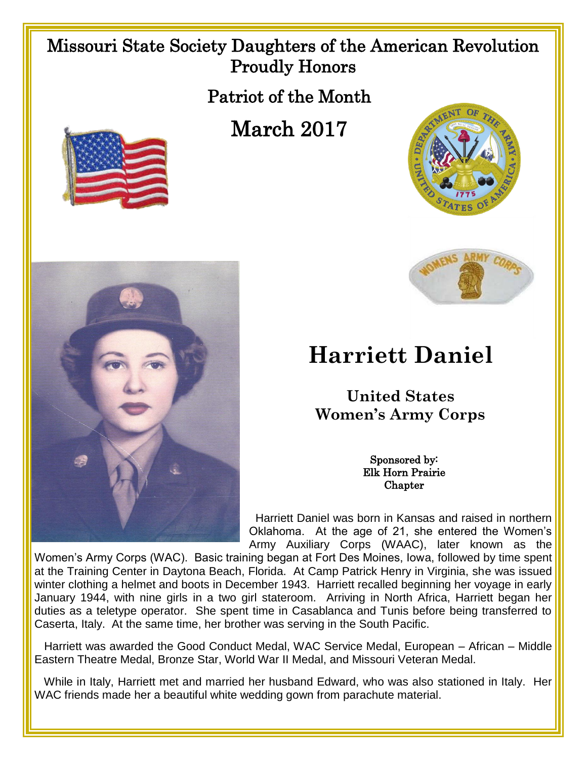Missouri State Society Daughters of the American Revolution
Proudly Honors

Patriot of the Month

March 2017

# Harriett Daniel

## United States
## Women's Army Corps

Sponsored by:
Elk Horn Prairie
Chapter

Harriett Daniel was born in Kansas and raised in northern Oklahoma. At the age of 21, she entered the Women's Army Auxiliary Corps (WAAC), later known as the Women's Army Corps (WAC). Basic training began at Fort Des Moines, Iowa, followed by time spent at the Training Center in Daytona Beach, Florida. At Camp Patrick Henry in Virginia, she was issued winter clothing a helmet and boots in December 1943. Harriett recalled beginning her voyage in early January 1944, with nine girls in a two girl stateroom. Arriving in North Africa, Harriett began her duties as a teletype operator. She spent time in Casablanca and Tunis before being transferred to Caserta, Italy. At the same time, her brother was serving in the South Pacific.

Harriett was awarded the Good Conduct Medal, WAC Service Medal, European – African – Middle Eastern Theatre Medal, Bronze Star, World War II Medal, and Missouri Veteran Medal.

While in Italy, Harriett met and married her husband Edward, who was also stationed in Italy. Her WAC friends made her a beautiful white wedding gown from parachute material.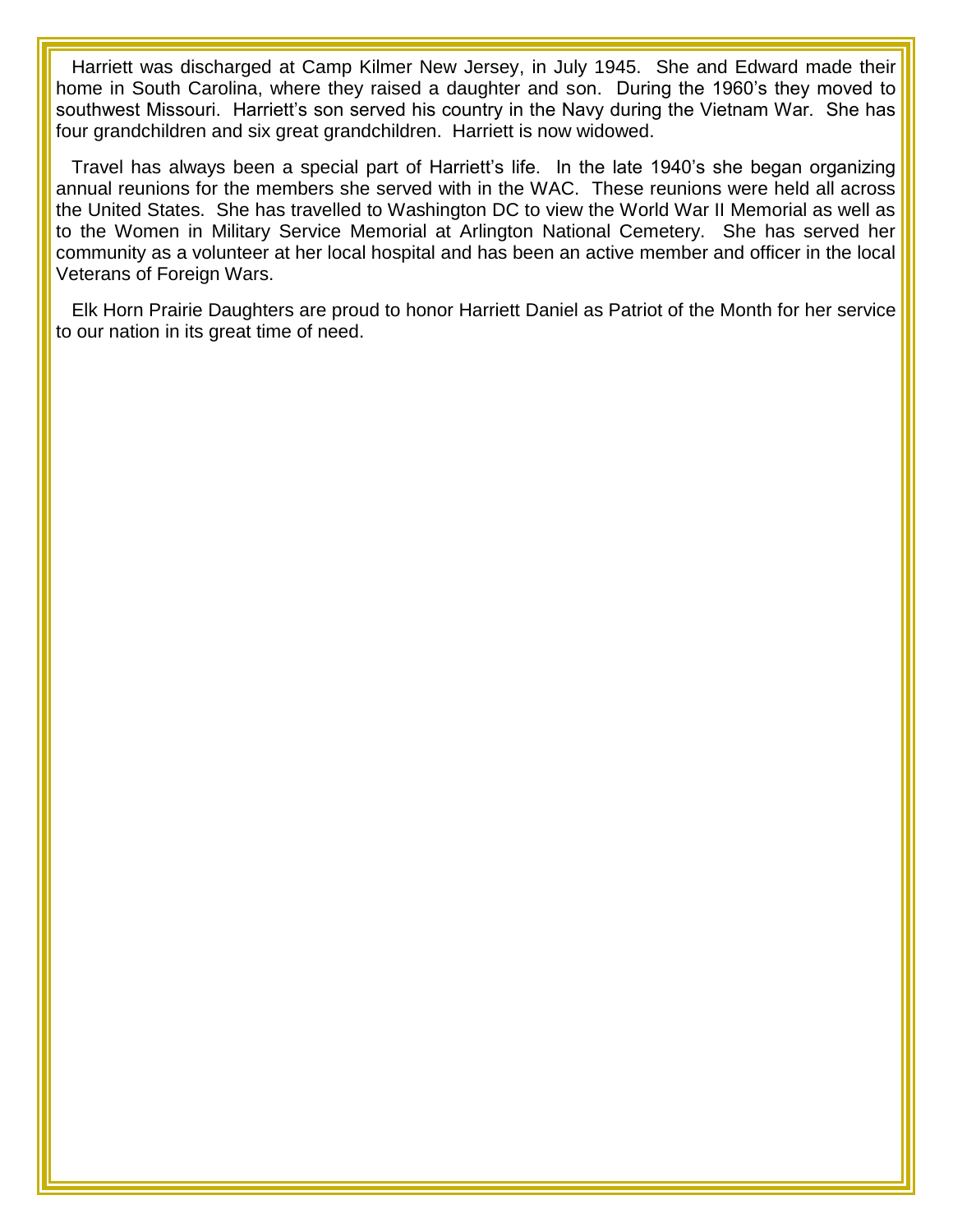Harriett was discharged at Camp Kilmer New Jersey, in July 1945. She and Edward made their home in South Carolina, where they raised a daughter and son. During the 1960's they moved to southwest Missouri. Harriett's son served his country in the Navy during the Vietnam War. She has four grandchildren and six great grandchildren. Harriett is now widowed.

Travel has always been a special part of Harriett's life. In the late 1940's she began organizing annual reunions for the members she served with in the WAC. These reunions were held all across the United States. She has travelled to Washington DC to view the World War II Memorial as well as to the Women in Military Service Memorial at Arlington National Cemetery. She has served her community as a volunteer at her local hospital and has been an active member and officer in the local Veterans of Foreign Wars.

Elk Horn Prairie Daughters are proud to honor Harriett Daniel as Patriot of the Month for her service to our nation in its great time of need.